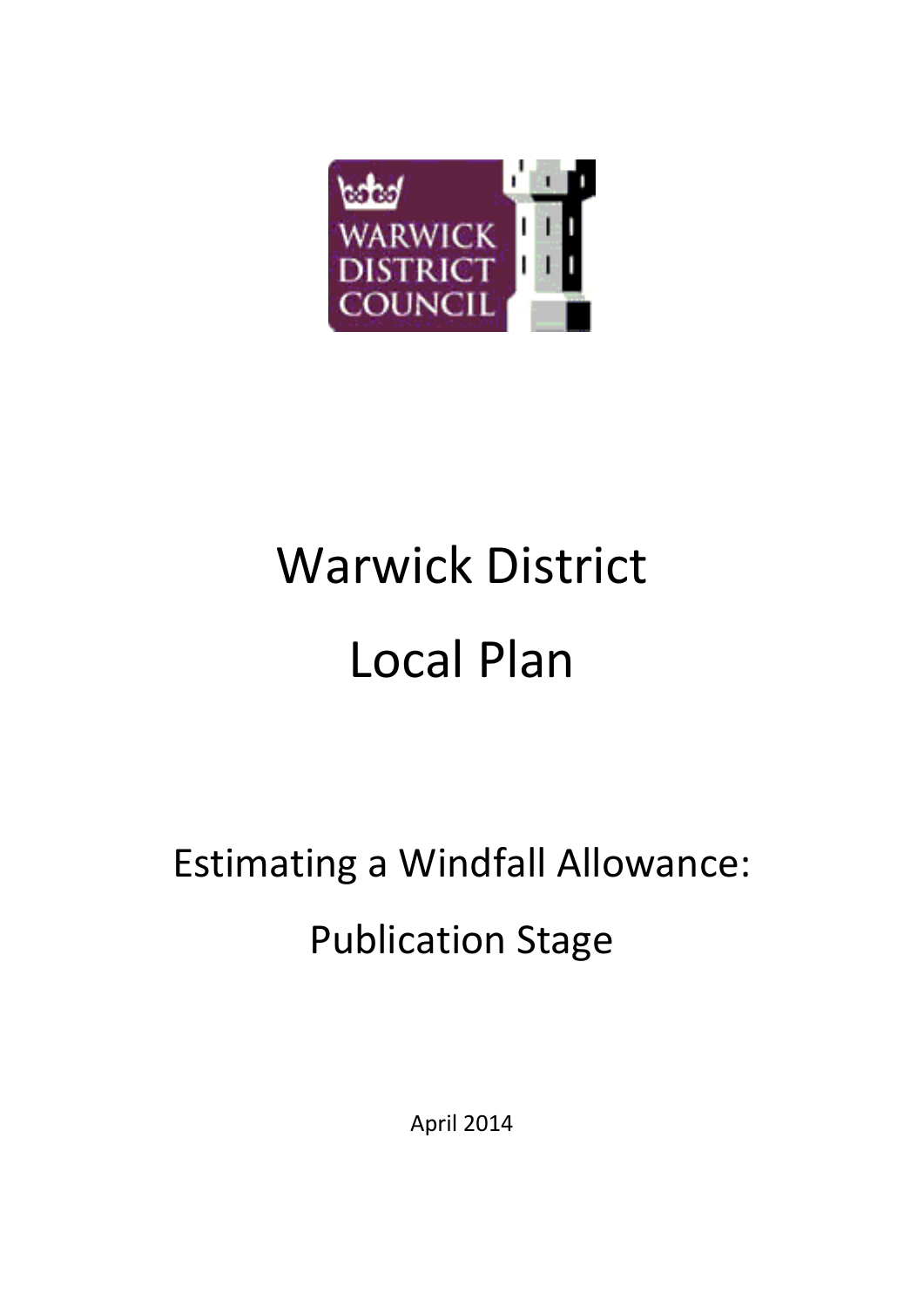WARWICK DISTRICT COUNCIL

# Warwick District

# Local Plan

## Estimating a Windfall Allowance:

## Publication Stage

April 2014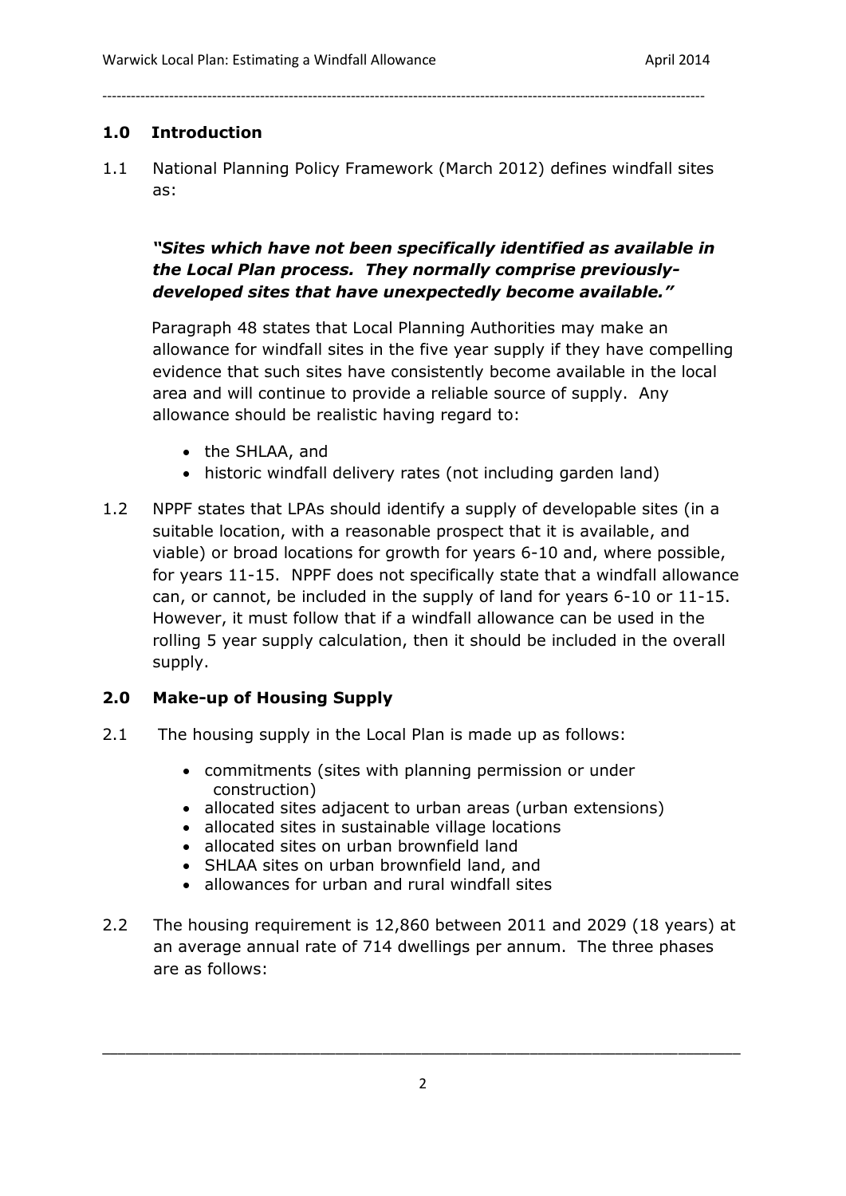## 1.0 Introduction

1.1 National Planning Policy Framework (March 2012) defines windfall sites as:

***"Sites which have not been specifically identified as available in the Local Plan process. They normally comprise previously-developed sites that have unexpectedly become available."***

Paragraph 48 states that Local Planning Authorities may make an allowance for windfall sites in the five year supply if they have compelling evidence that such sites have consistently become available in the local area and will continue to provide a reliable source of supply. Any allowance should be realistic having regard to:

- the SHLAA, and
- historic windfall delivery rates (not including garden land)

1.2 NPPF states that LPAs should identify a supply of developable sites (in a suitable location, with a reasonable prospect that it is available, and viable) or broad locations for growth for years 6-10 and, where possible, for years 11-15. NPPF does not specifically state that a windfall allowance can, or cannot, be included in the supply of land for years 6-10 or 11-15. However, it must follow that if a windfall allowance can be used in the rolling 5 year supply calculation, then it should be included in the overall supply.

## 2.0 Make-up of Housing Supply

2.1 The housing supply in the Local Plan is made up as follows:

- commitments (sites with planning permission or under construction)
- allocated sites adjacent to urban areas (urban extensions)
- allocated sites in sustainable village locations
- allocated sites on urban brownfield land
- SHLAA sites on urban brownfield land, and
- allowances for urban and rural windfall sites

2.2 The housing requirement is 12,860 between 2011 and 2029 (18 years) at an average annual rate of 714 dwellings per annum. The three phases are as follows: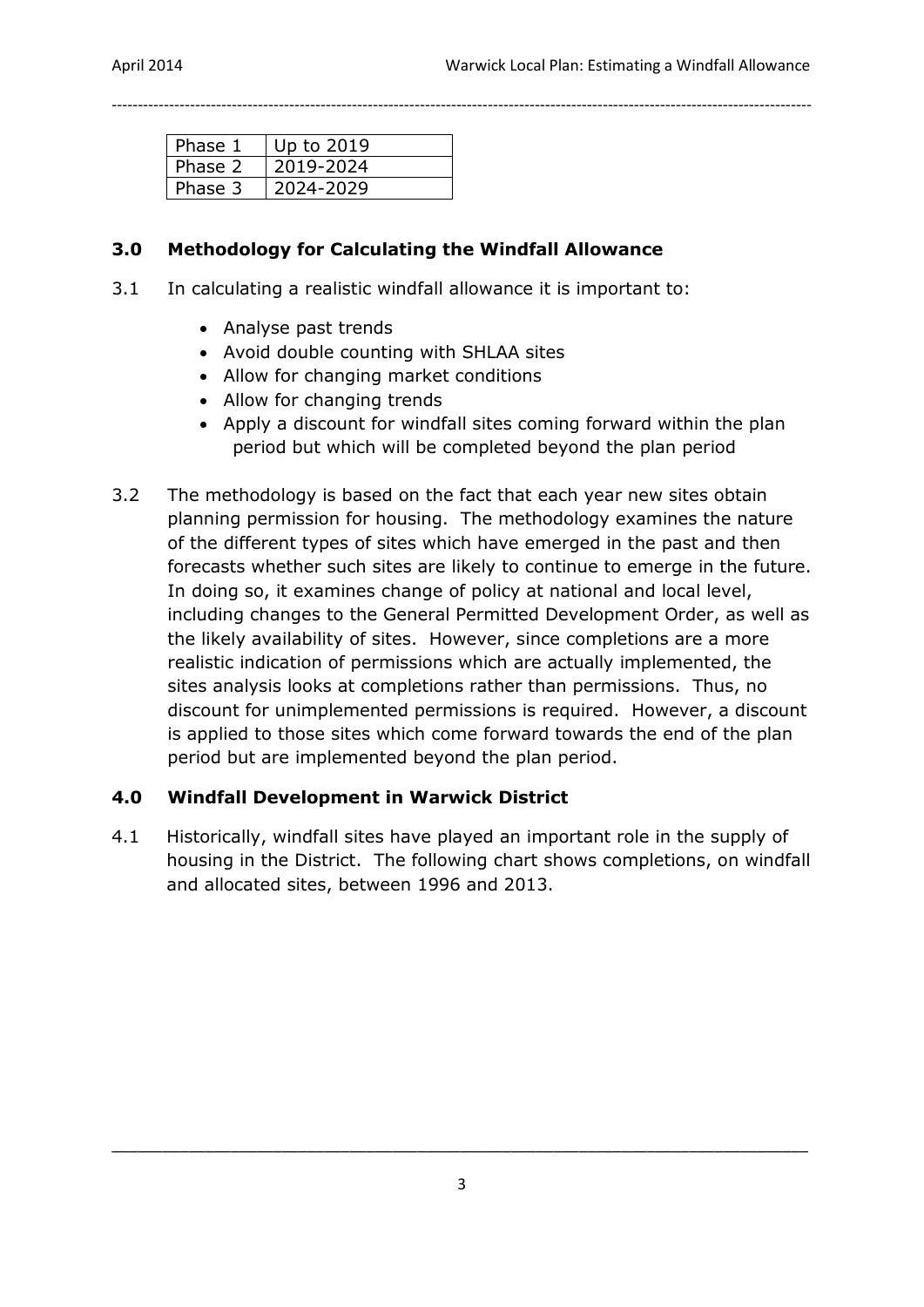| Phase 1 | Up to 2019 |
|---|---|
| Phase 2 | 2019-2024 |
| Phase 3 | 2024-2029 |

## 3.0 Methodology for Calculating the Windfall Allowance

3.1 In calculating a realistic windfall allowance it is important to:

- Analyse past trends
- Avoid double counting with SHLAA sites
- Allow for changing market conditions
- Allow for changing trends
- Apply a discount for windfall sites coming forward within the plan period but which will be completed beyond the plan period

3.2 The methodology is based on the fact that each year new sites obtain planning permission for housing. The methodology examines the nature of the different types of sites which have emerged in the past and then forecasts whether such sites are likely to continue to emerge in the future. In doing so, it examines change of policy at national and local level, including changes to the General Permitted Development Order, as well as the likely availability of sites. However, since completions are a more realistic indication of permissions which are actually implemented, the sites analysis looks at completions rather than permissions. Thus, no discount for unimplemented permissions is required. However, a discount is applied to those sites which come forward towards the end of the plan period but are implemented beyond the plan period.

## 4.0 Windfall Development in Warwick District

4.1 Historically, windfall sites have played an important role in the supply of housing in the District. The following chart shows completions, on windfall and allocated sites, between 1996 and 2013.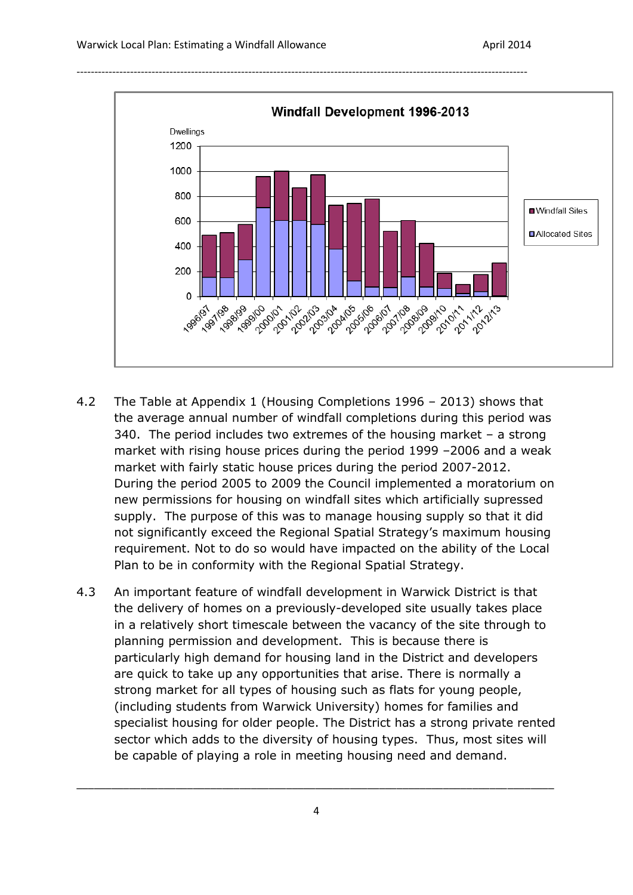4.2 The Table at Appendix 1 (Housing Completions 1996 – 2013) shows that the average annual number of windfall completions during this period was 340. The period includes two extremes of the housing market – a strong market with rising house prices during the period 1999 –2006 and a weak market with fairly static house prices during the period 2007-2012. During the period 2005 to 2009 the Council implemented a moratorium on new permissions for housing on windfall sites which artificially supressed supply. The purpose of this was to manage housing supply so that it did not significantly exceed the Regional Spatial Strategy's maximum housing requirement. Not to do so would have impacted on the ability of the Local Plan to be in conformity with the Regional Spatial Strategy.

4.3 An important feature of windfall development in Warwick District is that the delivery of homes on a previously-developed site usually takes place in a relatively short timescale between the vacancy of the site through to planning permission and development. This is because there is particularly high demand for housing land in the District and developers are quick to take up any opportunities that arise. There is normally a strong market for all types of housing such as flats for young people, (including students from Warwick University) homes for families and specialist housing for older people. The District has a strong private rented sector which adds to the diversity of housing types. Thus, most sites will be capable of playing a role in meeting housing need and demand.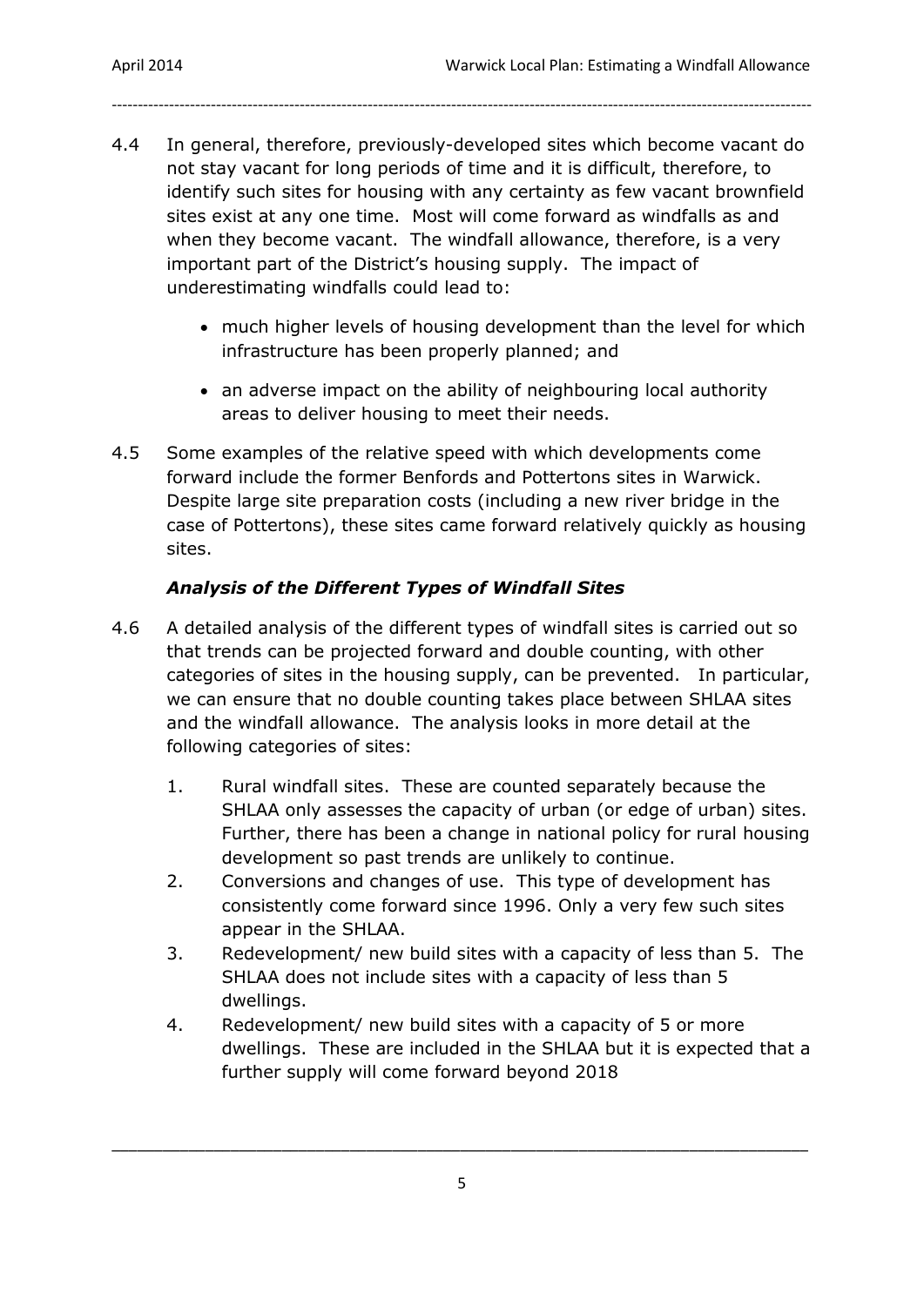4.4 In general, therefore, previously-developed sites which become vacant do not stay vacant for long periods of time and it is difficult, therefore, to identify such sites for housing with any certainty as few vacant brownfield sites exist at any one time. Most will come forward as windfalls as and when they become vacant. The windfall allowance, therefore, is a very important part of the District's housing supply. The impact of underestimating windfalls could lead to:

- much higher levels of housing development than the level for which infrastructure has been properly planned; and
- an adverse impact on the ability of neighbouring local authority areas to deliver housing to meet their needs.

4.5 Some examples of the relative speed with which developments come forward include the former Benfords and Pottertons sites in Warwick. Despite large site preparation costs (including a new river bridge in the case of Pottertons), these sites came forward relatively quickly as housing sites.

### *Analysis of the Different Types of Windfall Sites*

4.6 A detailed analysis of the different types of windfall sites is carried out so that trends can be projected forward and double counting, with other categories of sites in the housing supply, can be prevented. In particular, we can ensure that no double counting takes place between SHLAA sites and the windfall allowance. The analysis looks in more detail at the following categories of sites:

1. Rural windfall sites. These are counted separately because the SHLAA only assesses the capacity of urban (or edge of urban) sites. Further, there has been a change in national policy for rural housing development so past trends are unlikely to continue.
2. Conversions and changes of use. This type of development has consistently come forward since 1996. Only a very few such sites appear in the SHLAA.
3. Redevelopment/ new build sites with a capacity of less than 5. The SHLAA does not include sites with a capacity of less than 5 dwellings.
4. Redevelopment/ new build sites with a capacity of 5 or more dwellings. These are included in the SHLAA but it is expected that a further supply will come forward beyond 2018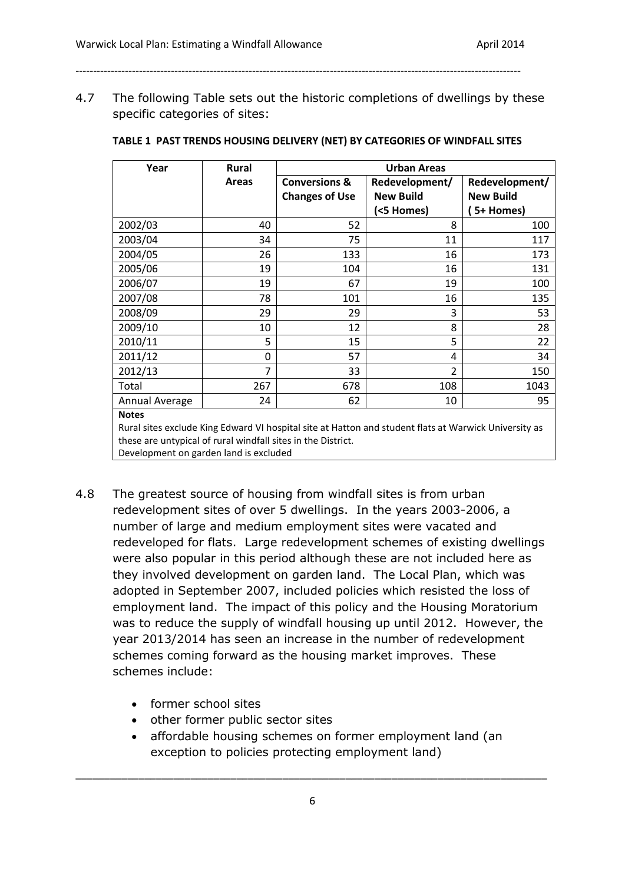4.7 The following Table sets out the historic completions of dwellings by these specific categories of sites:

**TABLE 1 PAST TRENDS HOUSING DELIVERY (NET) BY CATEGORIES OF WINDFALL SITES**

| Year | Rural Areas | Urban Areas | | |
|---|---|---|---|---|
| | | Conversions & Changes of Use | Redevelopment/ New Build (<5 Homes) | Redevelopment/ New Build ( 5+ Homes) |
| 2002/03 | 40 | 52 | 8 | 100 |
| 2003/04 | 34 | 75 | 11 | 117 |
| 2004/05 | 26 | 133 | 16 | 173 |
| 2005/06 | 19 | 104 | 16 | 131 |
| 2006/07 | 19 | 67 | 19 | 100 |
| 2007/08 | 78 | 101 | 16 | 135 |
| 2008/09 | 29 | 29 | 3 | 53 |
| 2009/10 | 10 | 12 | 8 | 28 |
| 2010/11 | 5 | 15 | 5 | 22 |
| 2011/12 | 0 | 57 | 4 | 34 |
| 2012/13 | 7 | 33 | 2 | 150 |
| Total | 267 | 678 | 108 | 1043 |
| Annual Average | 24 | 62 | 10 | 95 |

**Notes**

Rural sites exclude King Edward VI hospital site at Hatton and student flats at Warwick University as these are untypical of rural windfall sites in the District.

Development on garden land is excluded

4.8 The greatest source of housing from windfall sites is from urban redevelopment sites of over 5 dwellings. In the years 2003-2006, a number of large and medium employment sites were vacated and redeveloped for flats. Large redevelopment schemes of existing dwellings were also popular in this period although these are not included here as they involved development on garden land. The Local Plan, which was adopted in September 2007, included policies which resisted the loss of employment land. The impact of this policy and the Housing Moratorium was to reduce the supply of windfall housing up until 2012. However, the year 2013/2014 has seen an increase in the number of redevelopment schemes coming forward as the housing market improves. These schemes include:

- former school sites
- other former public sector sites
- affordable housing schemes on former employment land (an exception to policies protecting employment land)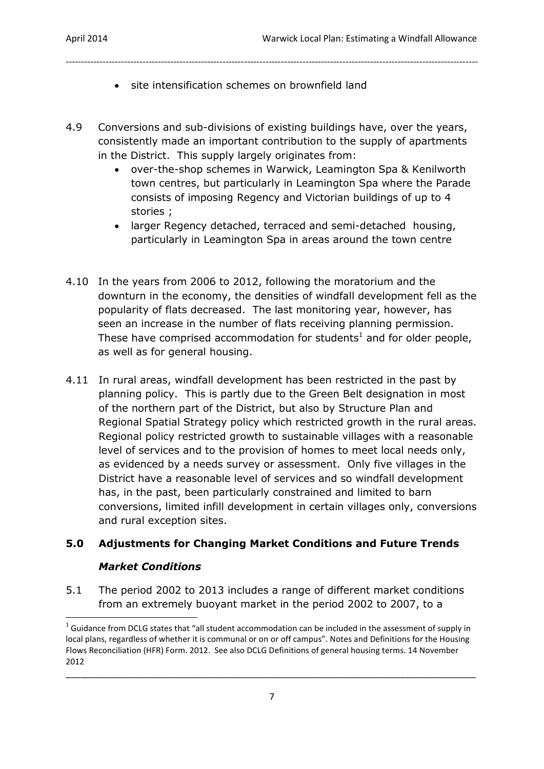- site intensification schemes on brownfield land

4.9 Conversions and sub-divisions of existing buildings have, over the years, consistently made an important contribution to the supply of apartments in the District. This supply largely originates from:
   - over-the-shop schemes in Warwick, Leamington Spa & Kenilworth town centres, but particularly in Leamington Spa where the Parade consists of imposing Regency and Victorian buildings of up to 4 stories ;
   - larger Regency detached, terraced and semi-detached housing, particularly in Leamington Spa in areas around the town centre

4.10 In the years from 2006 to 2012, following the moratorium and the downturn in the economy, the densities of windfall development fell as the popularity of flats decreased. The last monitoring year, however, has seen an increase in the number of flats receiving planning permission. These have comprised accommodation for students[1] and for older people, as well as for general housing.

4.11 In rural areas, windfall development has been restricted in the past by planning policy. This is partly due to the Green Belt designation in most of the northern part of the District, but also by Structure Plan and Regional Spatial Strategy policy which restricted growth in the rural areas. Regional policy restricted growth to sustainable villages with a reasonable level of services and to the provision of homes to meet local needs only, as evidenced by a needs survey or assessment. Only five villages in the District have a reasonable level of services and so windfall development has, in the past, been particularly constrained and limited to barn conversions, limited infill development in certain villages only, conversions and rural exception sites.

## 5.0 Adjustments for Changing Market Conditions and Future Trends

### *Market Conditions*

5.1 The period 2002 to 2013 includes a range of different market conditions from an extremely buoyant market in the period 2002 to 2007, to a

[1] Guidance from DCLG states that "all student accommodation can be included in the assessment of supply in local plans, regardless of whether it is communal or on or off campus". Notes and Definitions for the Housing Flows Reconciliation (HFR) Form. 2012. See also DCLG Definitions of general housing terms. 14 November 2012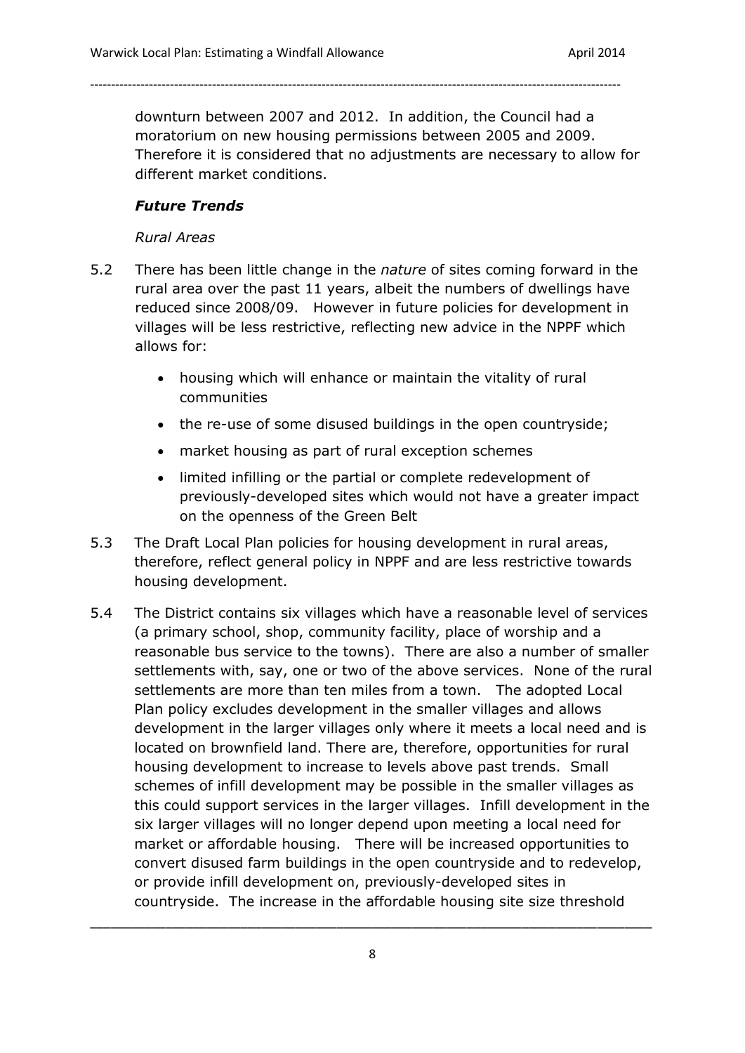downturn between 2007 and 2012. In addition, the Council had a moratorium on new housing permissions between 2005 and 2009. Therefore it is considered that no adjustments are necessary to allow for different market conditions.

### *Future Trends*

*Rural Areas*

5.2 There has been little change in the *nature* of sites coming forward in the rural area over the past 11 years, albeit the numbers of dwellings have reduced since 2008/09. However in future policies for development in villages will be less restrictive, reflecting new advice in the NPPF which allows for:

- housing which will enhance or maintain the vitality of rural communities
- the re-use of some disused buildings in the open countryside;
- market housing as part of rural exception schemes
- limited infilling or the partial or complete redevelopment of previously-developed sites which would not have a greater impact on the openness of the Green Belt

5.3 The Draft Local Plan policies for housing development in rural areas, therefore, reflect general policy in NPPF and are less restrictive towards housing development.

5.4 The District contains six villages which have a reasonable level of services (a primary school, shop, community facility, place of worship and a reasonable bus service to the towns). There are also a number of smaller settlements with, say, one or two of the above services. None of the rural settlements are more than ten miles from a town. The adopted Local Plan policy excludes development in the smaller villages and allows development in the larger villages only where it meets a local need and is located on brownfield land. There are, therefore, opportunities for rural housing development to increase to levels above past trends. Small schemes of infill development may be possible in the smaller villages as this could support services in the larger villages. Infill development in the six larger villages will no longer depend upon meeting a local need for market or affordable housing. There will be increased opportunities to convert disused farm buildings in the open countryside and to redevelop, or provide infill development on, previously-developed sites in countryside. The increase in the affordable housing site size threshold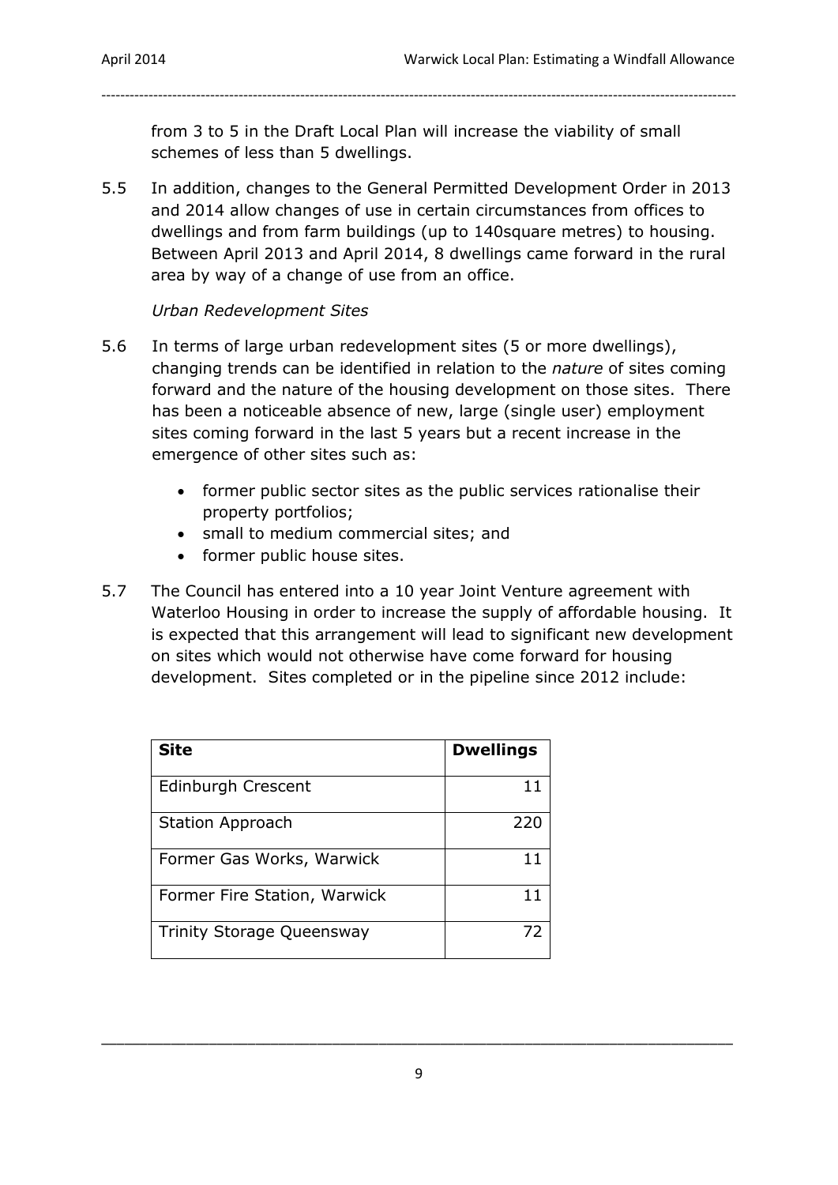from 3 to 5 in the Draft Local Plan will increase the viability of small schemes of less than 5 dwellings.

5.5 In addition, changes to the General Permitted Development Order in 2013 and 2014 allow changes of use in certain circumstances from offices to dwellings and from farm buildings (up to 140square metres) to housing. Between April 2013 and April 2014, 8 dwellings came forward in the rural area by way of a change of use from an office.

*Urban Redevelopment Sites*

5.6 In terms of large urban redevelopment sites (5 or more dwellings), changing trends can be identified in relation to the *nature* of sites coming forward and the nature of the housing development on those sites. There has been a noticeable absence of new, large (single user) employment sites coming forward in the last 5 years but a recent increase in the emergence of other sites such as:

- former public sector sites as the public services rationalise their property portfolios;
- small to medium commercial sites; and
- former public house sites.

5.7 The Council has entered into a 10 year Joint Venture agreement with Waterloo Housing in order to increase the supply of affordable housing. It is expected that this arrangement will lead to significant new development on sites which would not otherwise have come forward for housing development. Sites completed or in the pipeline since 2012 include:

| **Site** | **Dwellings** |
|---|---|
| Edinburgh Crescent | 11 |
| Station Approach | 220 |
| Former Gas Works, Warwick | 11 |
| Former Fire Station, Warwick | 11 |
| Trinity Storage Queensway | 72 |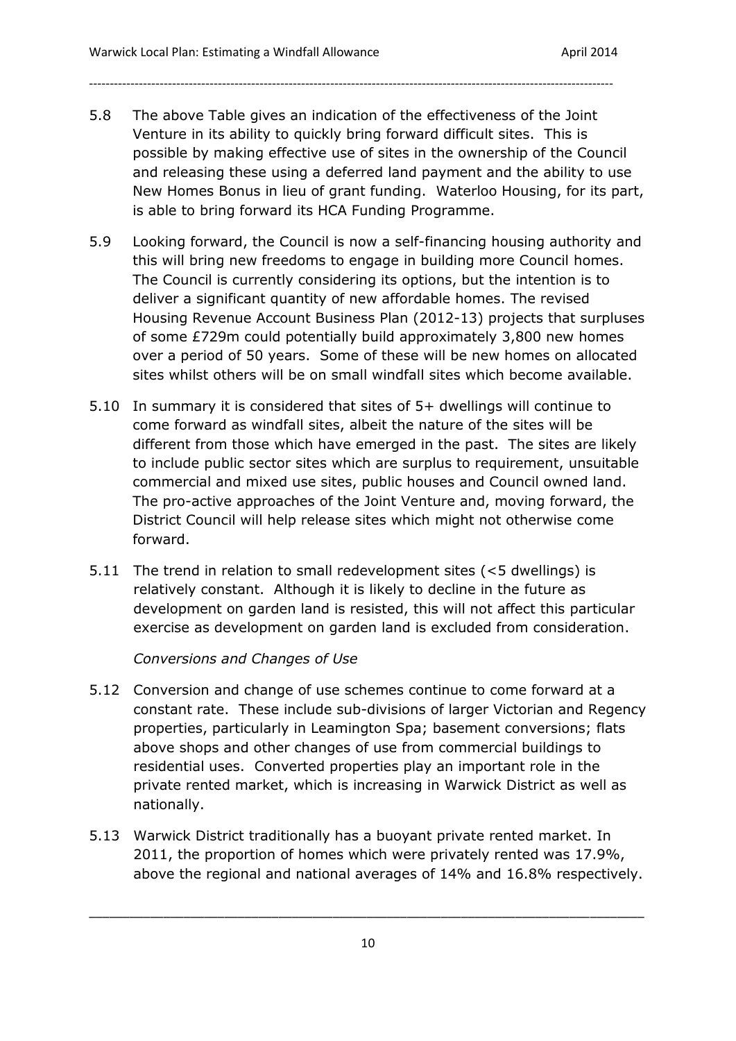5.8 The above Table gives an indication of the effectiveness of the Joint Venture in its ability to quickly bring forward difficult sites. This is possible by making effective use of sites in the ownership of the Council and releasing these using a deferred land payment and the ability to use New Homes Bonus in lieu of grant funding. Waterloo Housing, for its part, is able to bring forward its HCA Funding Programme.

5.9 Looking forward, the Council is now a self-financing housing authority and this will bring new freedoms to engage in building more Council homes. The Council is currently considering its options, but the intention is to deliver a significant quantity of new affordable homes. The revised Housing Revenue Account Business Plan (2012-13) projects that surpluses of some £729m could potentially build approximately 3,800 new homes over a period of 50 years. Some of these will be new homes on allocated sites whilst others will be on small windfall sites which become available.

5.10 In summary it is considered that sites of 5+ dwellings will continue to come forward as windfall sites, albeit the nature of the sites will be different from those which have emerged in the past. The sites are likely to include public sector sites which are surplus to requirement, unsuitable commercial and mixed use sites, public houses and Council owned land. The pro-active approaches of the Joint Venture and, moving forward, the District Council will help release sites which might not otherwise come forward.

5.11 The trend in relation to small redevelopment sites (<5 dwellings) is relatively constant. Although it is likely to decline in the future as development on garden land is resisted, this will not affect this particular exercise as development on garden land is excluded from consideration.

*Conversions and Changes of Use*

5.12 Conversion and change of use schemes continue to come forward at a constant rate. These include sub-divisions of larger Victorian and Regency properties, particularly in Leamington Spa; basement conversions; flats above shops and other changes of use from commercial buildings to residential uses. Converted properties play an important role in the private rented market, which is increasing in Warwick District as well as nationally.

5.13 Warwick District traditionally has a buoyant private rented market. In 2011, the proportion of homes which were privately rented was 17.9%, above the regional and national averages of 14% and 16.8% respectively.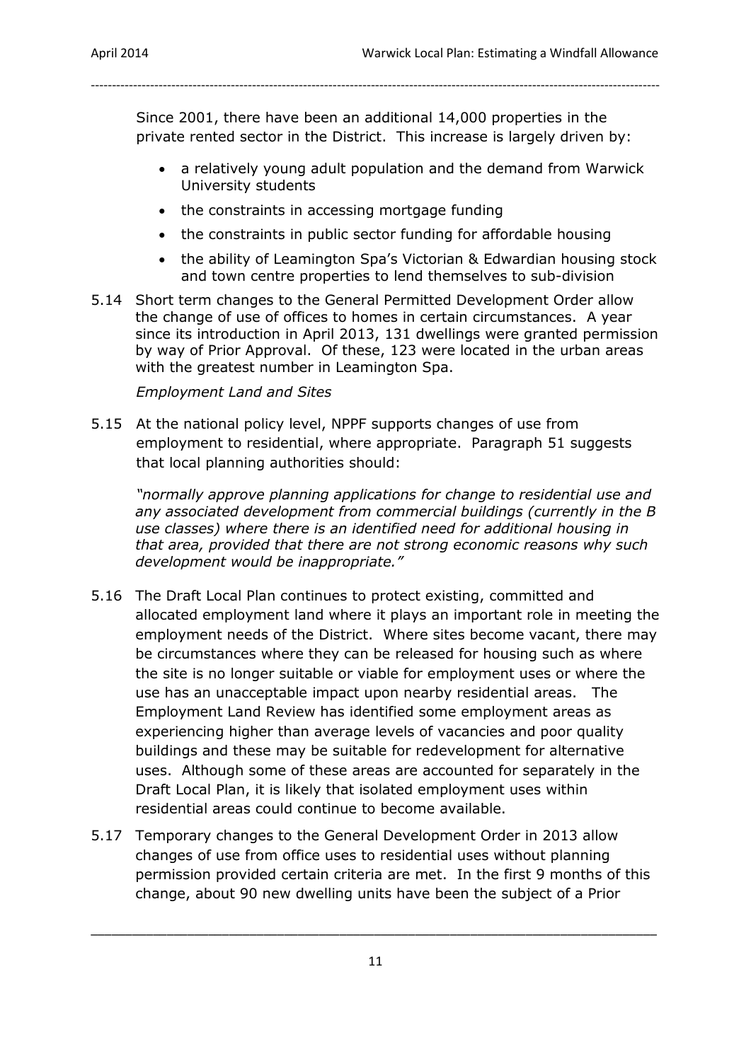Since 2001, there have been an additional 14,000 properties in the private rented sector in the District. This increase is largely driven by:

- a relatively young adult population and the demand from Warwick University students
- the constraints in accessing mortgage funding
- the constraints in public sector funding for affordable housing
- the ability of Leamington Spa's Victorian & Edwardian housing stock and town centre properties to lend themselves to sub-division

5.14 Short term changes to the General Permitted Development Order allow the change of use of offices to homes in certain circumstances. A year since its introduction in April 2013, 131 dwellings were granted permission by way of Prior Approval. Of these, 123 were located in the urban areas with the greatest number in Leamington Spa.

*Employment Land and Sites*

5.15 At the national policy level, NPPF supports changes of use from employment to residential, where appropriate. Paragraph 51 suggests that local planning authorities should:

*"normally approve planning applications for change to residential use and any associated development from commercial buildings (currently in the B use classes) where there is an identified need for additional housing in that area, provided that there are not strong economic reasons why such development would be inappropriate."*

5.16 The Draft Local Plan continues to protect existing, committed and allocated employment land where it plays an important role in meeting the employment needs of the District. Where sites become vacant, there may be circumstances where they can be released for housing such as where the site is no longer suitable or viable for employment uses or where the use has an unacceptable impact upon nearby residential areas. The Employment Land Review has identified some employment areas as experiencing higher than average levels of vacancies and poor quality buildings and these may be suitable for redevelopment for alternative uses. Although some of these areas are accounted for separately in the Draft Local Plan, it is likely that isolated employment uses within residential areas could continue to become available.

5.17 Temporary changes to the General Development Order in 2013 allow changes of use from office uses to residential uses without planning permission provided certain criteria are met. In the first 9 months of this change, about 90 new dwelling units have been the subject of a Prior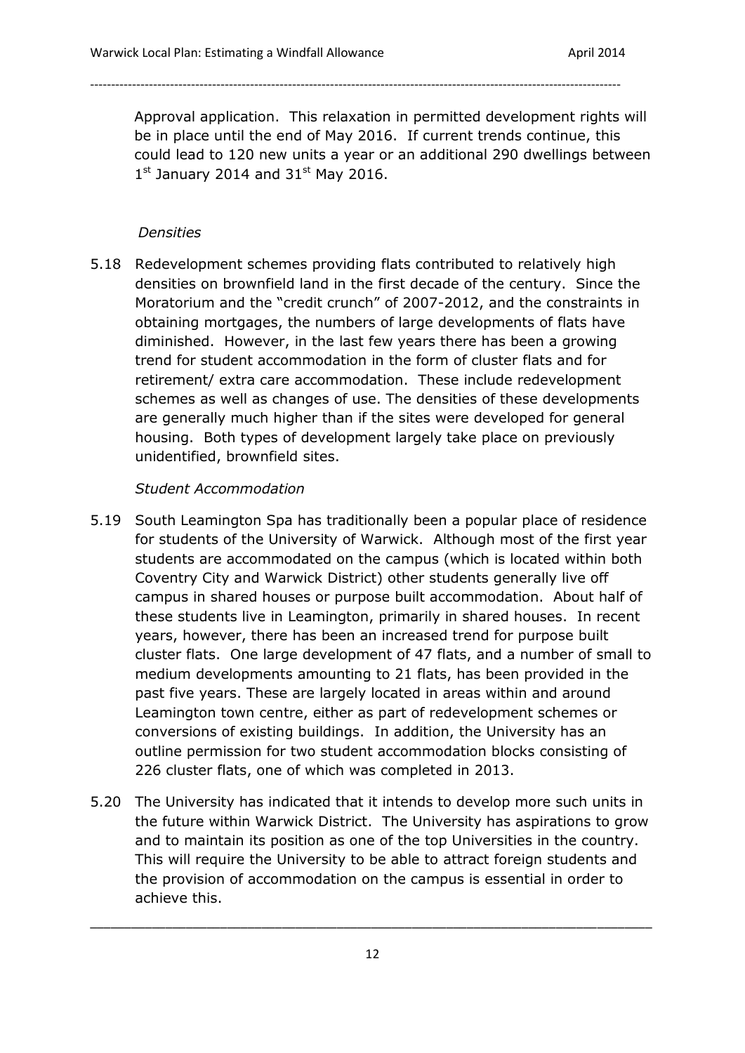Approval application. This relaxation in permitted development rights will be in place until the end of May 2016. If current trends continue, this could lead to 120 new units a year or an additional 290 dwellings between 1st January 2014 and 31st May 2016.

*Densities*

5.18 Redevelopment schemes providing flats contributed to relatively high densities on brownfield land in the first decade of the century. Since the Moratorium and the "credit crunch" of 2007-2012, and the constraints in obtaining mortgages, the numbers of large developments of flats have diminished. However, in the last few years there has been a growing trend for student accommodation in the form of cluster flats and for retirement/ extra care accommodation. These include redevelopment schemes as well as changes of use. The densities of these developments are generally much higher than if the sites were developed for general housing. Both types of development largely take place on previously unidentified, brownfield sites.

*Student Accommodation*

5.19 South Leamington Spa has traditionally been a popular place of residence for students of the University of Warwick. Although most of the first year students are accommodated on the campus (which is located within both Coventry City and Warwick District) other students generally live off campus in shared houses or purpose built accommodation. About half of these students live in Leamington, primarily in shared houses. In recent years, however, there has been an increased trend for purpose built cluster flats. One large development of 47 flats, and a number of small to medium developments amounting to 21 flats, has been provided in the past five years. These are largely located in areas within and around Leamington town centre, either as part of redevelopment schemes or conversions of existing buildings. In addition, the University has an outline permission for two student accommodation blocks consisting of 226 cluster flats, one of which was completed in 2013.

5.20 The University has indicated that it intends to develop more such units in the future within Warwick District. The University has aspirations to grow and to maintain its position as one of the top Universities in the country. This will require the University to be able to attract foreign students and the provision of accommodation on the campus is essential in order to achieve this.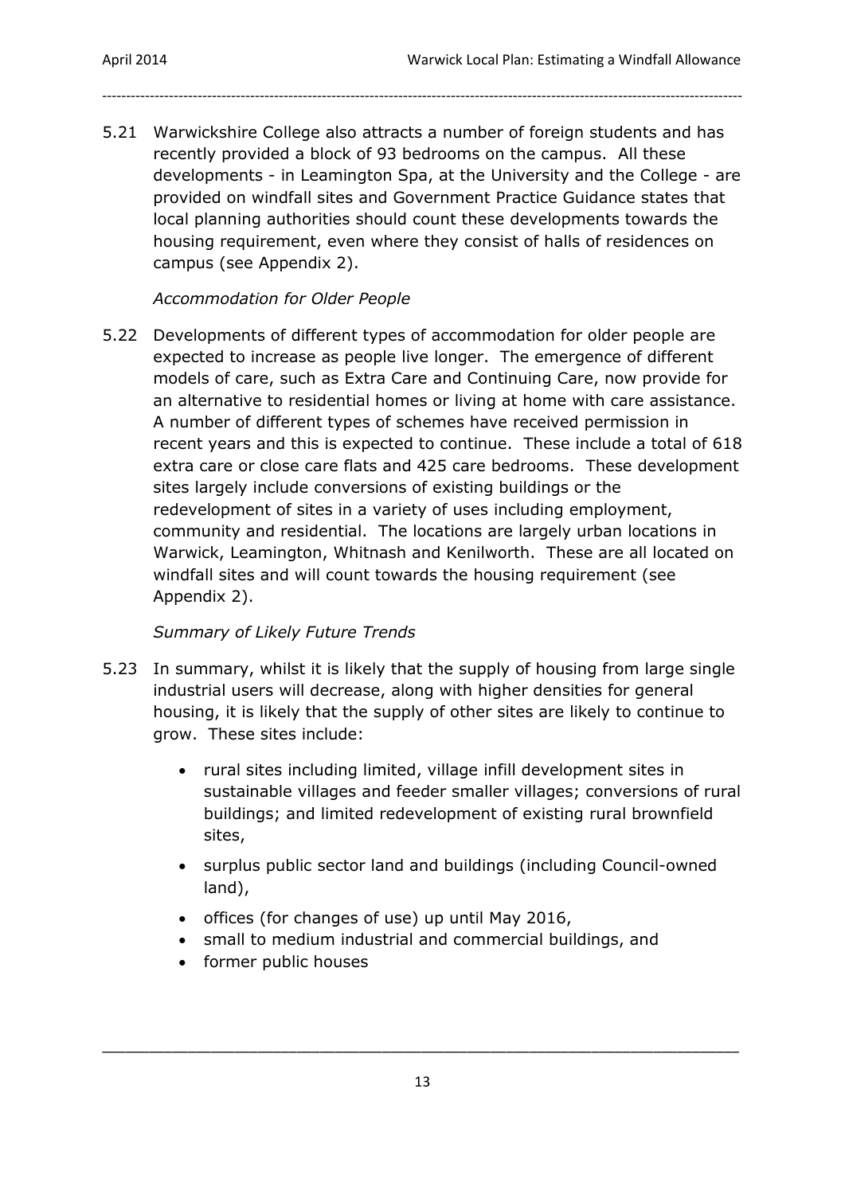5.21 Warwickshire College also attracts a number of foreign students and has recently provided a block of 93 bedrooms on the campus. All these developments - in Leamington Spa, at the University and the College - are provided on windfall sites and Government Practice Guidance states that local planning authorities should count these developments towards the housing requirement, even where they consist of halls of residences on campus (see Appendix 2).

*Accommodation for Older People*

5.22 Developments of different types of accommodation for older people are expected to increase as people live longer. The emergence of different models of care, such as Extra Care and Continuing Care, now provide for an alternative to residential homes or living at home with care assistance. A number of different types of schemes have received permission in recent years and this is expected to continue. These include a total of 618 extra care or close care flats and 425 care bedrooms. These development sites largely include conversions of existing buildings or the redevelopment of sites in a variety of uses including employment, community and residential. The locations are largely urban locations in Warwick, Leamington, Whitnash and Kenilworth. These are all located on windfall sites and will count towards the housing requirement (see Appendix 2).

*Summary of Likely Future Trends*

5.23 In summary, whilst it is likely that the supply of housing from large single industrial users will decrease, along with higher densities for general housing, it is likely that the supply of other sites are likely to continue to grow. These sites include:

- rural sites including limited, village infill development sites in sustainable villages and feeder smaller villages; conversions of rural buildings; and limited redevelopment of existing rural brownfield sites,
- surplus public sector land and buildings (including Council-owned land),
- offices (for changes of use) up until May 2016,
- small to medium industrial and commercial buildings, and
- former public houses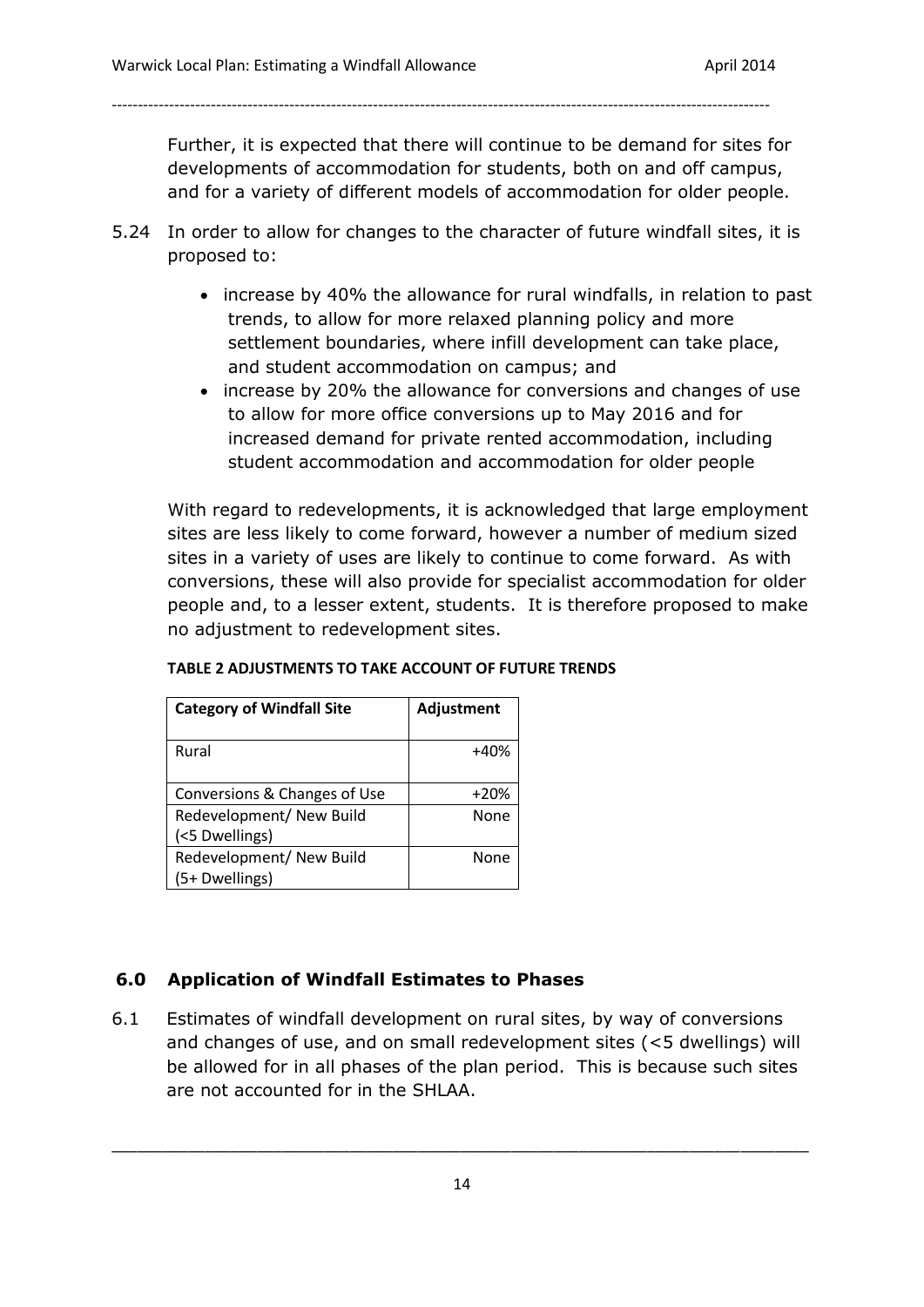Further, it is expected that there will continue to be demand for sites for developments of accommodation for students, both on and off campus, and for a variety of different models of accommodation for older people.

5.24 In order to allow for changes to the character of future windfall sites, it is proposed to:

- increase by 40% the allowance for rural windfalls, in relation to past trends, to allow for more relaxed planning policy and more settlement boundaries, where infill development can take place, and student accommodation on campus; and
- increase by 20% the allowance for conversions and changes of use to allow for more office conversions up to May 2016 and for increased demand for private rented accommodation, including student accommodation and accommodation for older people

With regard to redevelopments, it is acknowledged that large employment sites are less likely to come forward, however a number of medium sized sites in a variety of uses are likely to continue to come forward. As with conversions, these will also provide for specialist accommodation for older people and, to a lesser extent, students. It is therefore proposed to make no adjustment to redevelopment sites.

**TABLE 2 ADJUSTMENTS TO TAKE ACCOUNT OF FUTURE TRENDS**

| Category of Windfall Site | Adjustment |
|---|---|
| Rural | +40% |
| Conversions & Changes of Use | +20% |
| Redevelopment/ New Build (<5 Dwellings) | None |
| Redevelopment/ New Build (5+ Dwellings) | None |

## 6.0 Application of Windfall Estimates to Phases

6.1 Estimates of windfall development on rural sites, by way of conversions and changes of use, and on small redevelopment sites (<5 dwellings) will be allowed for in all phases of the plan period. This is because such sites are not accounted for in the SHLAA.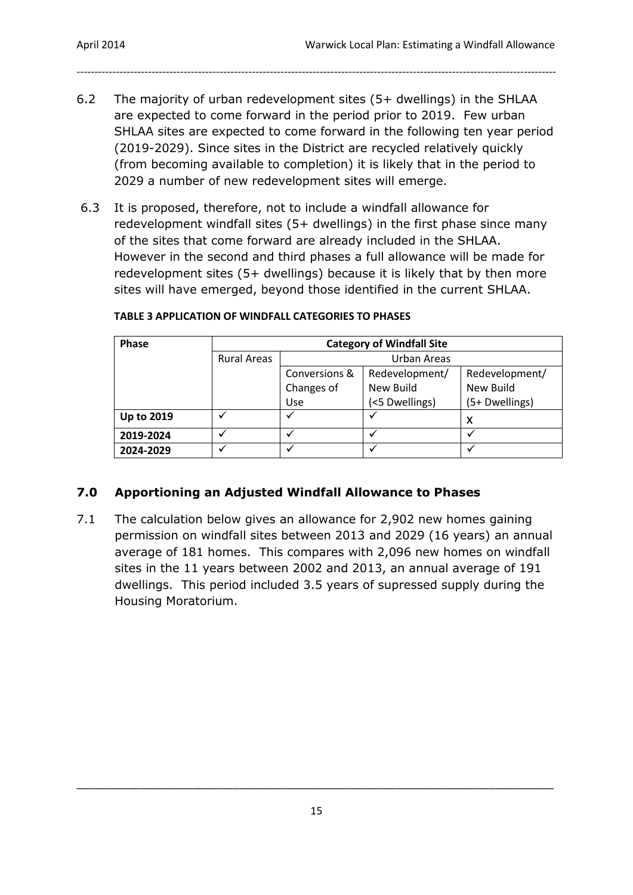6.2 The majority of urban redevelopment sites (5+ dwellings) in the SHLAA are expected to come forward in the period prior to 2019. Few urban SHLAA sites are expected to come forward in the following ten year period (2019-2029). Since sites in the District are recycled relatively quickly (from becoming available to completion) it is likely that in the period to 2029 a number of new redevelopment sites will emerge.

6.3 It is proposed, therefore, not to include a windfall allowance for redevelopment windfall sites (5+ dwellings) in the first phase since many of the sites that come forward are already included in the SHLAA. However in the second and third phases a full allowance will be made for redevelopment sites (5+ dwellings) because it is likely that by then more sites will have emerged, beyond those identified in the current SHLAA.

**TABLE 3 APPLICATION OF WINDFALL CATEGORIES TO PHASES**

| Phase | Category of Windfall Site | | | |
|---|---|---|---|---|
| | Rural Areas | Urban Areas | | |
| | | Conversions & Changes of Use | Redevelopment/ New Build (<5 Dwellings) | Redevelopment/ New Build (5+ Dwellings) |
| **Up to 2019** | ✓ | ✓ | ✓ | x |
| **2019-2024** | ✓ | ✓ | ✓ | ✓ |
| **2024-2029** | ✓ | ✓ | ✓ | ✓ |

## 7.0 Apportioning an Adjusted Windfall Allowance to Phases

7.1 The calculation below gives an allowance for 2,902 new homes gaining permission on windfall sites between 2013 and 2029 (16 years) an annual average of 181 homes. This compares with 2,096 new homes on windfall sites in the 11 years between 2002 and 2013, an annual average of 191 dwellings. This period included 3.5 years of supressed supply during the Housing Moratorium.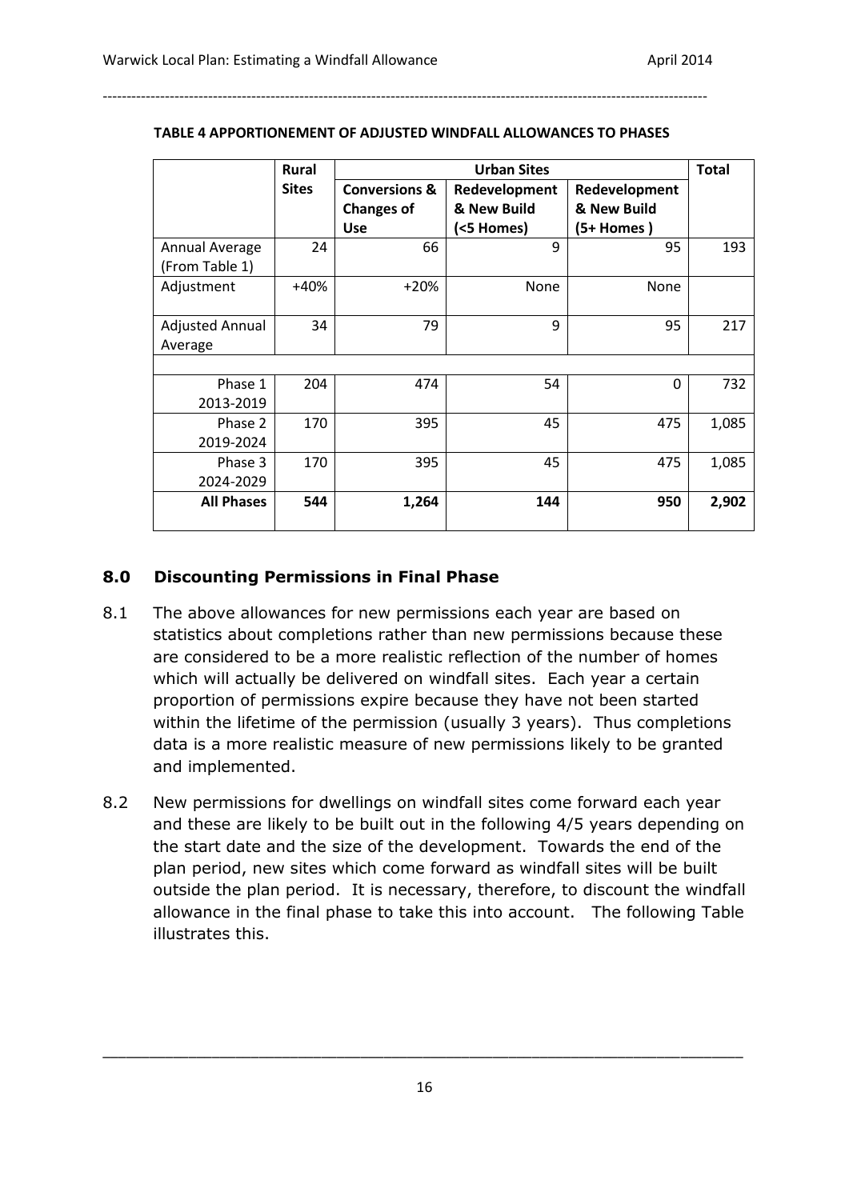**TABLE 4 APPORTIONEMENT OF ADJUSTED WINDFALL ALLOWANCES TO PHASES**

| | Rural Sites | Urban Sites | | | Total |
|---|---|---|---|---|---|
| | | Conversions & Changes of Use | Redevelopment & New Build (<5 Homes) | Redevelopment & New Build (5+ Homes ) | |
| Annual Average (From Table 1) | 24 | 66 | 9 | 95 | 193 |
| Adjustment | +40% | +20% | None | None | |
| Adjusted Annual Average | 34 | 79 | 9 | 95 | 217 |
| | | | | | |
| Phase 1 2013-2019 | 204 | 474 | 54 | 0 | 732 |
| Phase 2 2019-2024 | 170 | 395 | 45 | 475 | 1,085 |
| Phase 3 2024-2029 | 170 | 395 | 45 | 475 | 1,085 |
| **All Phases** | **544** | **1,264** | **144** | **950** | **2,902** |

## 8.0 Discounting Permissions in Final Phase

8.1 The above allowances for new permissions each year are based on statistics about completions rather than new permissions because these are considered to be a more realistic reflection of the number of homes which will actually be delivered on windfall sites. Each year a certain proportion of permissions expire because they have not been started within the lifetime of the permission (usually 3 years). Thus completions data is a more realistic measure of new permissions likely to be granted and implemented.

8.2 New permissions for dwellings on windfall sites come forward each year and these are likely to be built out in the following 4/5 years depending on the start date and the size of the development. Towards the end of the plan period, new sites which come forward as windfall sites will be built outside the plan period. It is necessary, therefore, to discount the windfall allowance in the final phase to take this into account. The following Table illustrates this.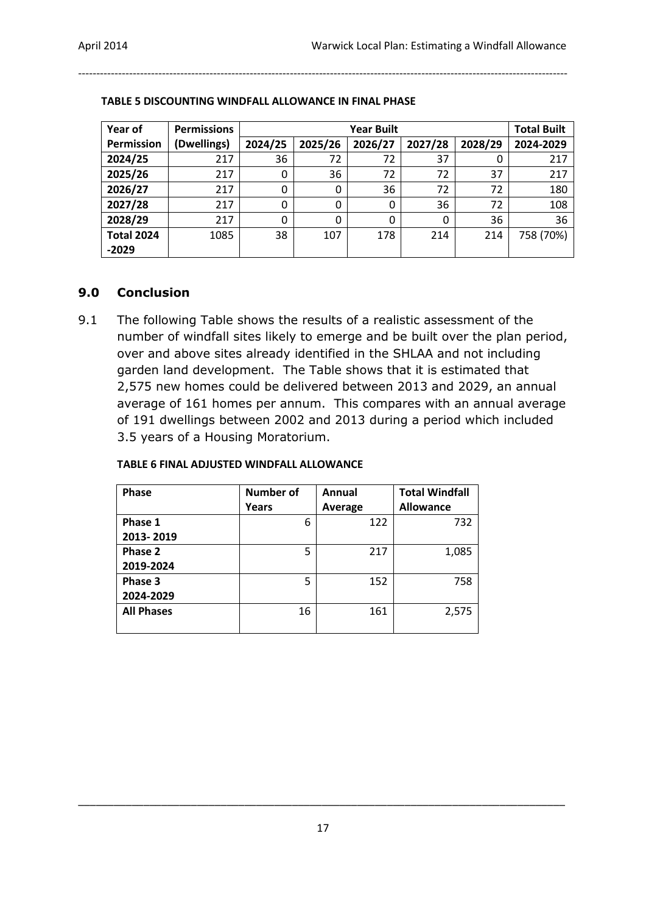**TABLE 5 DISCOUNTING WINDFALL ALLOWANCE IN FINAL PHASE**

| Year of Permission | Permissions (Dwellings) | Year Built | | | | | Total Built |
|---|---|---|---|---|---|---|---|
| | | 2024/25 | 2025/26 | 2026/27 | 2027/28 | 2028/29 | 2024-2029 |
| **2024/25** | 217 | 36 | 72 | 72 | 37 | 0 | 217 |
| **2025/26** | 217 | 0 | 36 | 72 | 72 | 37 | 217 |
| **2026/27** | 217 | 0 | 0 | 36 | 72 | 72 | 180 |
| **2027/28** | 217 | 0 | 0 | 0 | 36 | 72 | 108 |
| **2028/29** | 217 | 0 | 0 | 0 | 0 | 36 | 36 |
| **Total 2024 -2029** | 1085 | 38 | 107 | 178 | 214 | 214 | 758 (70%) |

## 9.0 Conclusion

9.1 The following Table shows the results of a realistic assessment of the number of windfall sites likely to emerge and be built over the plan period, over and above sites already identified in the SHLAA and not including garden land development. The Table shows that it is estimated that 2,575 new homes could be delivered between 2013 and 2029, an annual average of 161 homes per annum. This compares with an annual average of 191 dwellings between 2002 and 2013 during a period which included 3.5 years of a Housing Moratorium.

**TABLE 6 FINAL ADJUSTED WINDFALL ALLOWANCE**

| Phase | Number of Years | Annual Average | Total Windfall Allowance |
|---|---|---|---|
| **Phase 1 2013- 2019** | 6 | 122 | 732 |
| **Phase 2 2019-2024** | 5 | 217 | 1,085 |
| **Phase 3 2024-2029** | 5 | 152 | 758 |
| **All Phases** | 16 | 161 | 2,575 |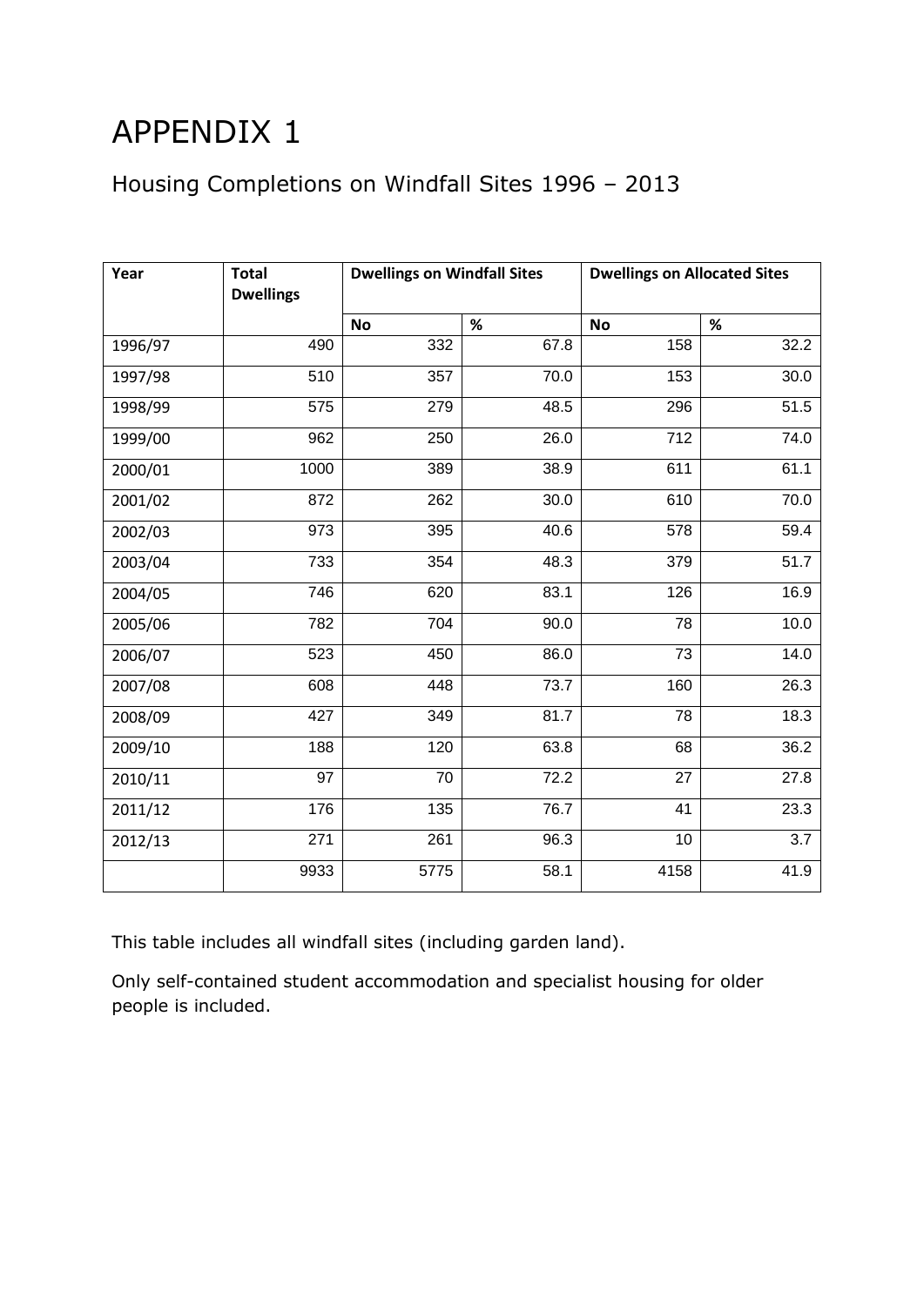# APPENDIX 1

## Housing Completions on Windfall Sites 1996 – 2013

| Year | Total Dwellings | Dwellings on Windfall Sites | | Dwellings on Allocated Sites | |
|---|---|---|---|---|---|
| | | No | % | No | % |
| 1996/97 | 490 | 332 | 67.8 | 158 | 32.2 |
| 1997/98 | 510 | 357 | 70.0 | 153 | 30.0 |
| 1998/99 | 575 | 279 | 48.5 | 296 | 51.5 |
| 1999/00 | 962 | 250 | 26.0 | 712 | 74.0 |
| 2000/01 | 1000 | 389 | 38.9 | 611 | 61.1 |
| 2001/02 | 872 | 262 | 30.0 | 610 | 70.0 |
| 2002/03 | 973 | 395 | 40.6 | 578 | 59.4 |
| 2003/04 | 733 | 354 | 48.3 | 379 | 51.7 |
| 2004/05 | 746 | 620 | 83.1 | 126 | 16.9 |
| 2005/06 | 782 | 704 | 90.0 | 78 | 10.0 |
| 2006/07 | 523 | 450 | 86.0 | 73 | 14.0 |
| 2007/08 | 608 | 448 | 73.7 | 160 | 26.3 |
| 2008/09 | 427 | 349 | 81.7 | 78 | 18.3 |
| 2009/10 | 188 | 120 | 63.8 | 68 | 36.2 |
| 2010/11 | 97 | 70 | 72.2 | 27 | 27.8 |
| 2011/12 | 176 | 135 | 76.7 | 41 | 23.3 |
| 2012/13 | 271 | 261 | 96.3 | 10 | 3.7 |
| | 9933 | 5775 | 58.1 | 4158 | 41.9 |

This table includes all windfall sites (including garden land).

Only self-contained student accommodation and specialist housing for older people is included.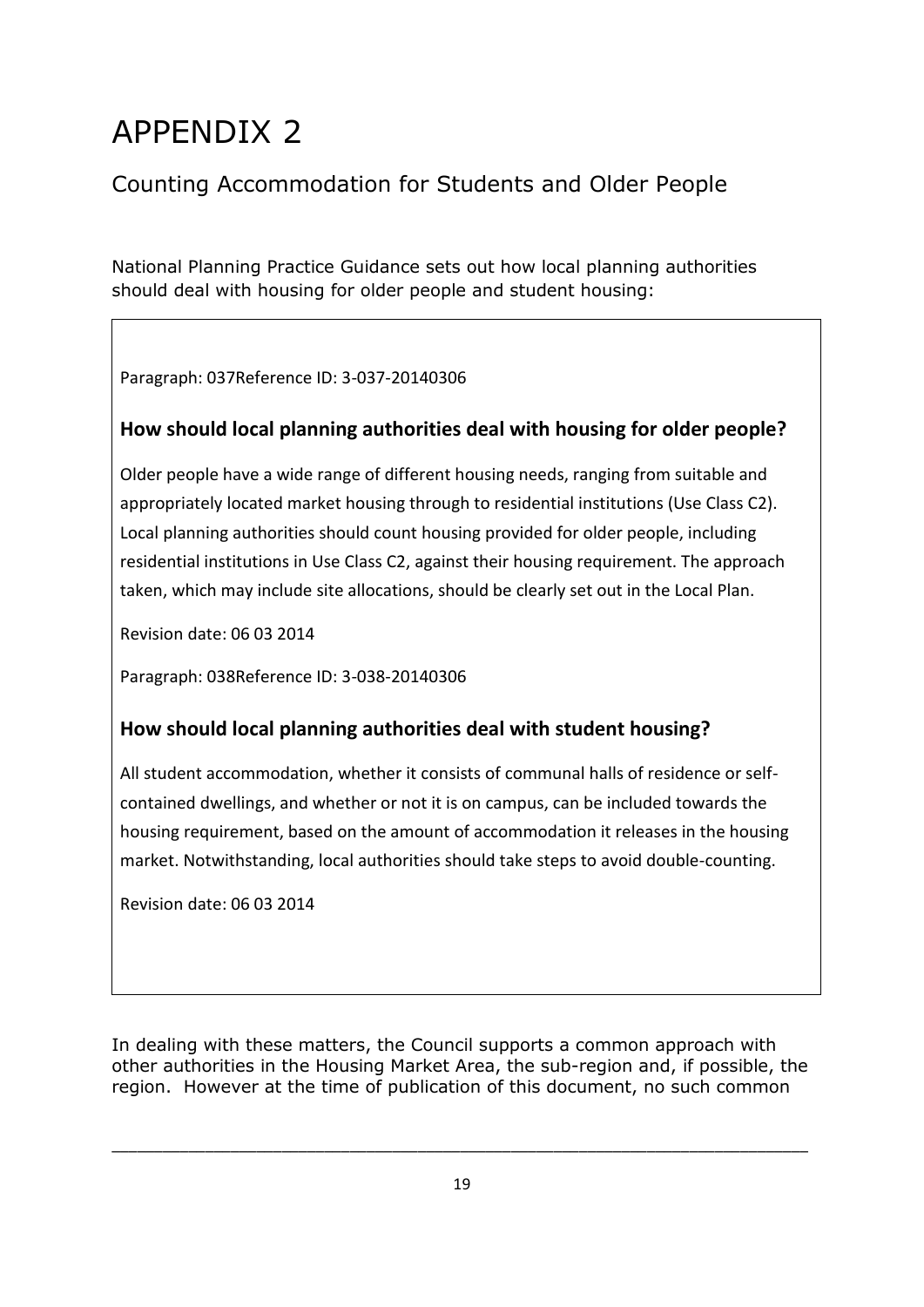# APPENDIX 2

## Counting Accommodation for Students and Older People

National Planning Practice Guidance sets out how local planning authorities should deal with housing for older people and student housing:

> Paragraph: 037Reference ID: 3-037-20140306
>
> ### How should local planning authorities deal with housing for older people?
>
> Older people have a wide range of different housing needs, ranging from suitable and appropriately located market housing through to residential institutions (Use Class C2). Local planning authorities should count housing provided for older people, including residential institutions in Use Class C2, against their housing requirement. The approach taken, which may include site allocations, should be clearly set out in the Local Plan.
>
> Revision date: 06 03 2014
>
> Paragraph: 038Reference ID: 3-038-20140306
>
> ### How should local planning authorities deal with student housing?
>
> All student accommodation, whether it consists of communal halls of residence or self-contained dwellings, and whether or not it is on campus, can be included towards the housing requirement, based on the amount of accommodation it releases in the housing market. Notwithstanding, local authorities should take steps to avoid double-counting.
>
> Revision date: 06 03 2014

In dealing with these matters, the Council supports a common approach with other authorities in the Housing Market Area, the sub-region and, if possible, the region. However at the time of publication of this document, no such common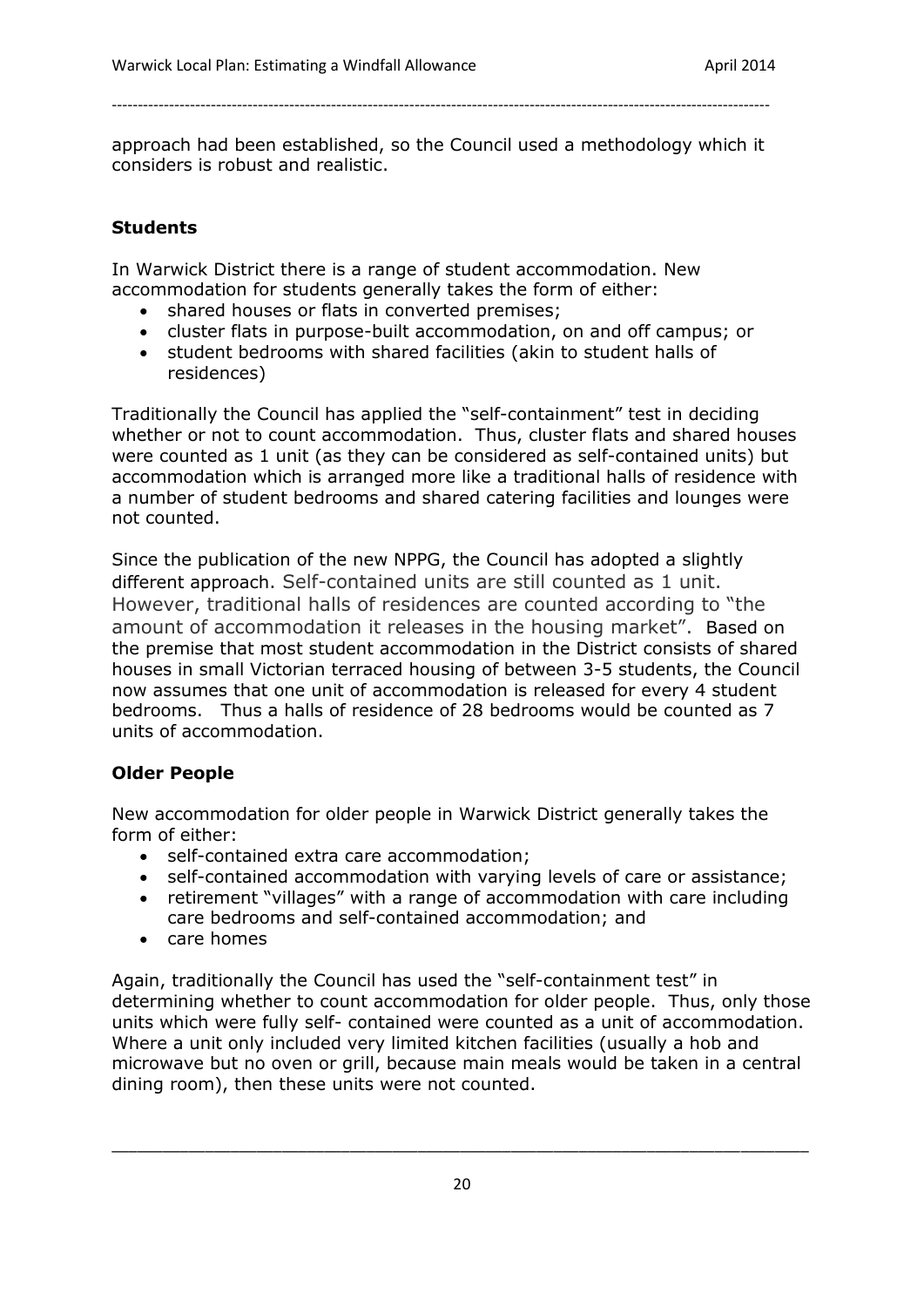approach had been established, so the Council used a methodology which it considers is robust and realistic.

### Students

In Warwick District there is a range of student accommodation. New accommodation for students generally takes the form of either:

- shared houses or flats in converted premises;
- cluster flats in purpose-built accommodation, on and off campus; or
- student bedrooms with shared facilities (akin to student halls of residences)

Traditionally the Council has applied the "self-containment" test in deciding whether or not to count accommodation. Thus, cluster flats and shared houses were counted as 1 unit (as they can be considered as self-contained units) but accommodation which is arranged more like a traditional halls of residence with a number of student bedrooms and shared catering facilities and lounges were not counted.

Since the publication of the new NPPG, the Council has adopted a slightly different approach. Self-contained units are still counted as 1 unit. However, traditional halls of residences are counted according to "the amount of accommodation it releases in the housing market". Based on the premise that most student accommodation in the District consists of shared houses in small Victorian terraced housing of between 3-5 students, the Council now assumes that one unit of accommodation is released for every 4 student bedrooms. Thus a halls of residence of 28 bedrooms would be counted as 7 units of accommodation.

### Older People

New accommodation for older people in Warwick District generally takes the form of either:

- self-contained extra care accommodation;
- self-contained accommodation with varying levels of care or assistance;
- retirement "villages" with a range of accommodation with care including care bedrooms and self-contained accommodation; and
- care homes

Again, traditionally the Council has used the "self-containment test" in determining whether to count accommodation for older people. Thus, only those units which were fully self- contained were counted as a unit of accommodation. Where a unit only included very limited kitchen facilities (usually a hob and microwave but no oven or grill, because main meals would be taken in a central dining room), then these units were not counted.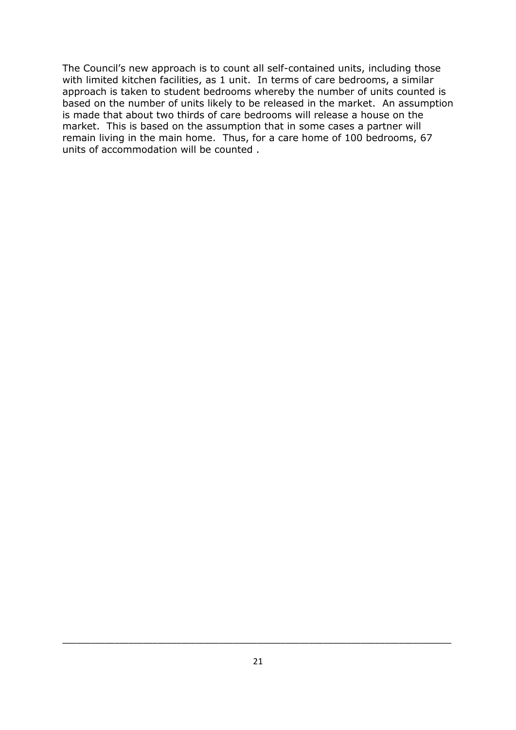The Council's new approach is to count all self-contained units, including those with limited kitchen facilities, as 1 unit. In terms of care bedrooms, a similar approach is taken to student bedrooms whereby the number of units counted is based on the number of units likely to be released in the market. An assumption is made that about two thirds of care bedrooms will release a house on the market. This is based on the assumption that in some cases a partner will remain living in the main home. Thus, for a care home of 100 bedrooms, 67 units of accommodation will be counted .